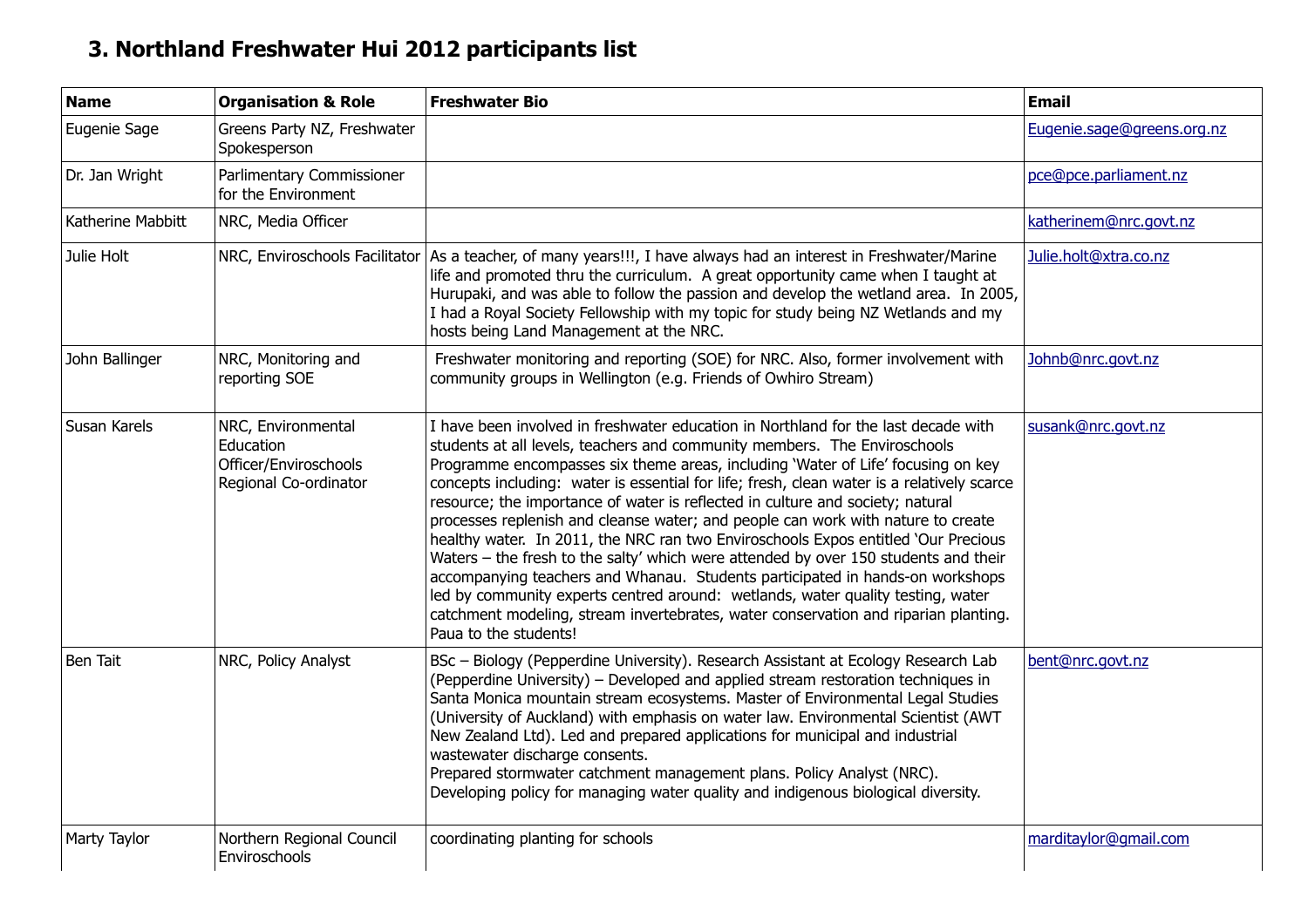# 3. Northland Freshwater Hui 2012 participants list

| Name | Organisation & Role | Freshwater Bio | Email |
|---|---|---|---|
| Eugenie Sage | Greens Party NZ, Freshwater Spokesperson | | Eugenie.sage@greens.org.nz |
| Dr. Jan Wright | Parlimentary Commissioner for the Environment | | pce@pce.parliament.nz |
| Katherine Mabbitt | NRC, Media Officer | | katherinem@nrc.govt.nz |
| Julie Holt | NRC, Enviroschools Facilitator | As a teacher, of many years!!!, I have always had an interest in Freshwater/Marine life and promoted thru the curriculum. A great opportunity came when I taught at Hurupaki, and was able to follow the passion and develop the wetland area. In 2005, I had a Royal Society Fellowship with my topic for study being NZ Wetlands and my hosts being Land Management at the NRC. | Julie.holt@xtra.co.nz |
| John Ballinger | NRC, Monitoring and reporting SOE | Freshwater monitoring and reporting (SOE) for NRC. Also, former involvement with community groups in Wellington (e.g. Friends of Owhiro Stream) | Johnb@nrc.govt.nz |
| Susan Karels | NRC, Environmental Education Officer/Enviroschools Regional Co-ordinator | I have been involved in freshwater education in Northland for the last decade with students at all levels, teachers and community members. The Enviroschools Programme encompasses six theme areas, including 'Water of Life' focusing on key concepts including: water is essential for life; fresh, clean water is a relatively scarce resource; the importance of water is reflected in culture and society; natural processes replenish and cleanse water; and people can work with nature to create healthy water. In 2011, the NRC ran two Enviroschools Expos entitled 'Our Precious Waters – the fresh to the salty' which were attended by over 150 students and their accompanying teachers and Whanau. Students participated in hands-on workshops led by community experts centred around: wetlands, water quality testing, water catchment modeling, stream invertebrates, water conservation and riparian planting. Paua to the students! | susank@nrc.govt.nz |
| Ben Tait | NRC, Policy Analyst | BSc – Biology (Pepperdine University). Research Assistant at Ecology Research Lab (Pepperdine University) – Developed and applied stream restoration techniques in Santa Monica mountain stream ecosystems. Master of Environmental Legal Studies (University of Auckland) with emphasis on water law. Environmental Scientist (AWT New Zealand Ltd). Led and prepared applications for municipal and industrial wastewater discharge consents. Prepared stormwater catchment management plans. Policy Analyst (NRC). Developing policy for managing water quality and indigenous biological diversity. | bent@nrc.govt.nz |
| Marty Taylor | Northern Regional Council Enviroschools | coordinating planting for schools | marditaylor@gmail.com |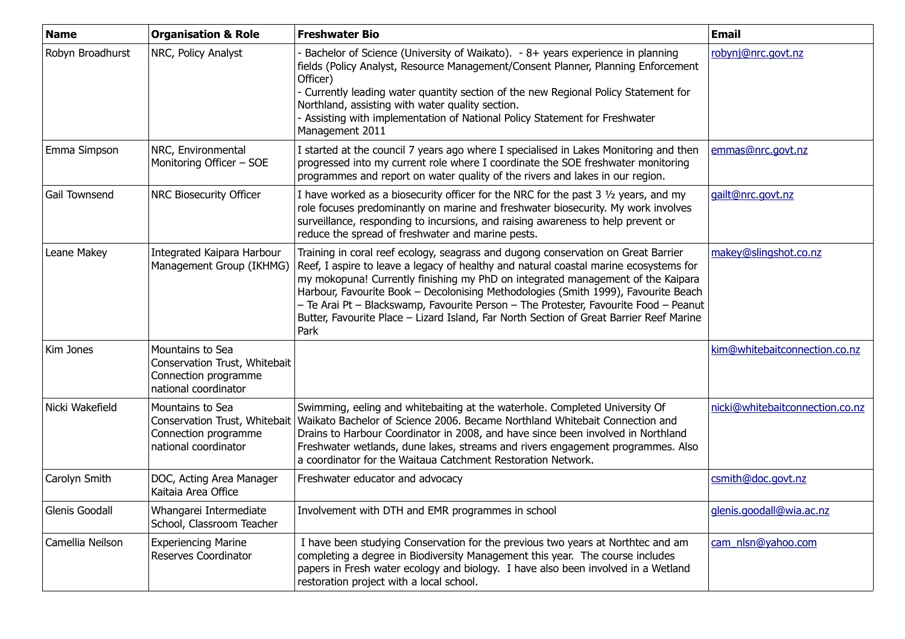| Name | Organisation & Role | Freshwater Bio | Email |
|---|---|---|---|
| Robyn Broadhurst | NRC, Policy Analyst | - Bachelor of Science (University of Waikato). - 8+ years experience in planning fields (Policy Analyst, Resource Management/Consent Planner, Planning Enforcement Officer)<br>- Currently leading water quantity section of the new Regional Policy Statement for Northland, assisting with water quality section.<br>- Assisting with implementation of National Policy Statement for Freshwater Management 2011 | robynj@nrc.govt.nz |
| Emma Simpson | NRC, Environmental Monitoring Officer – SOE | I started at the council 7 years ago where I specialised in Lakes Monitoring and then progressed into my current role where I coordinate the SOE freshwater monitoring programmes and report on water quality of the rivers and lakes in our region. | emmas@nrc.govt.nz |
| Gail Townsend | NRC Biosecurity Officer | I have worked as a biosecurity officer for the NRC for the past 3 ½ years, and my role focuses predominantly on marine and freshwater biosecurity. My work involves surveillance, responding to incursions, and raising awareness to help prevent or reduce the spread of freshwater and marine pests. | gailt@nrc.govt.nz |
| Leane Makey | Integrated Kaipara Harbour Management Group (IKHMG) | Training in coral reef ecology, seagrass and dugong conservation on Great Barrier Reef, I aspire to leave a legacy of healthy and natural coastal marine ecosystems for my mokopuna! Currently finishing my PhD on integrated management of the Kaipara Harbour, Favourite Book – Decolonising Methodologies (Smith 1999), Favourite Beach – Te Arai Pt – Blackswamp, Favourite Person – The Protester, Favourite Food – Peanut Butter, Favourite Place – Lizard Island, Far North Section of Great Barrier Reef Marine Park | makey@slingshot.co.nz |
| Kim Jones | Mountains to Sea Conservation Trust, Whitebait Connection programme national coordinator | | kim@whitebaitconnection.co.nz |
| Nicki Wakefield | Mountains to Sea Conservation Trust, Whitebait Connection programme national coordinator | Swimming, eeling and whitebaiting at the waterhole. Completed University Of Waikato Bachelor of Science 2006. Became Northland Whitebait Connection and Drains to Harbour Coordinator in 2008, and have since been involved in Northland Freshwater wetlands, dune lakes, streams and rivers engagement programmes. Also a coordinator for the Waitaua Catchment Restoration Network. | nicki@whitebaitconnection.co.nz |
| Carolyn Smith | DOC, Acting Area Manager Kaitaia Area Office | Freshwater educator and advocacy | csmith@doc.govt.nz |
| Glenis Goodall | Whangarei Intermediate School, Classroom Teacher | Involvement with DTH and EMR programmes in school | glenis.goodall@wia.ac.nz |
| Camellia Neilson | Experiencing Marine Reserves Coordinator | I have been studying Conservation for the previous two years at Northtec and am completing a degree in Biodiversity Management this year. The course includes papers in Fresh water ecology and biology. I have also been involved in a Wetland restoration project with a local school. | cam_nlsn@yahoo.com |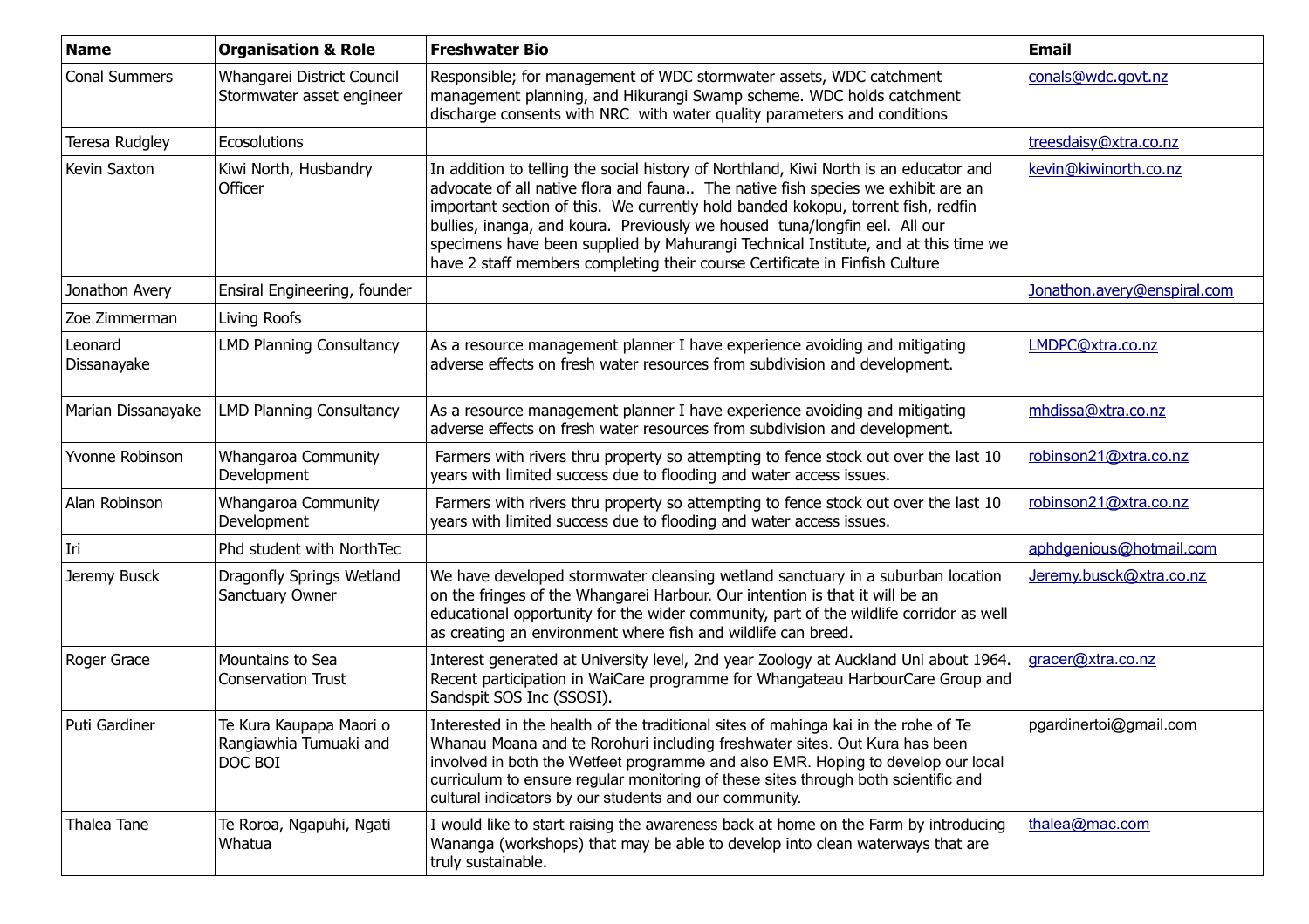| Name | Organisation & Role | Freshwater Bio | Email |
|---|---|---|---|
| Conal Summers | Whangarei District Council Stormwater asset engineer | Responsible; for management of WDC stormwater assets, WDC catchment management planning, and Hikurangi Swamp scheme. WDC holds catchment discharge consents with NRC with water quality parameters and conditions | conals@wdc.govt.nz |
| Teresa Rudgley | Ecosolutions | | treesdaisy@xtra.co.nz |
| Kevin Saxton | Kiwi North, Husbandry Officer | In addition to telling the social history of Northland, Kiwi North is an educator and advocate of all native flora and fauna.. The native fish species we exhibit are an important section of this. We currently hold banded kokopu, torrent fish, redfin bullies, inanga, and koura. Previously we housed tuna/longfin eel. All our specimens have been supplied by Mahurangi Technical Institute, and at this time we have 2 staff members completing their course Certificate in Finfish Culture | kevin@kiwinorth.co.nz |
| Jonathon Avery | Ensiral Engineering, founder | | Jonathon.avery@enspiral.com |
| Zoe Zimmerman | Living Roofs | | |
| Leonard Dissanayake | LMD Planning Consultancy | As a resource management planner I have experience avoiding and mitigating adverse effects on fresh water resources from subdivision and development. | LMDPC@xtra.co.nz |
| Marian Dissanayake | LMD Planning Consultancy | As a resource management planner I have experience avoiding and mitigating adverse effects on fresh water resources from subdivision and development. | mhdissa@xtra.co.nz |
| Yvonne Robinson | Whangaroa Community Development | Farmers with rivers thru property so attempting to fence stock out over the last 10 years with limited success due to flooding and water access issues. | robinson21@xtra.co.nz |
| Alan Robinson | Whangaroa Community Development | Farmers with rivers thru property so attempting to fence stock out over the last 10 years with limited success due to flooding and water access issues. | robinson21@xtra.co.nz |
| Iri | Phd student with NorthTec | | aphdgenious@hotmail.com |
| Jeremy Busck | Dragonfly Springs Wetland Sanctuary Owner | We have developed stormwater cleansing wetland sanctuary in a suburban location on the fringes of the Whangarei Harbour. Our intention is that it will be an educational opportunity for the wider community, part of the wildlife corridor as well as creating an environment where fish and wildlife can breed. | Jeremy.busck@xtra.co.nz |
| Roger Grace | Mountains to Sea Conservation Trust | Interest generated at University level, 2nd year Zoology at Auckland Uni about 1964. Recent participation in WaiCare programme for Whangateau HarbourCare Group and Sandspit SOS Inc (SSOSI). | gracer@xtra.co.nz |
| Puti Gardiner | Te Kura Kaupapa Maori o Rangiawhia Tumuaki and DOC BOI | Interested in the health of the traditional sites of mahinga kai in the rohe of Te Whanau Moana and te Rorohuri including freshwater sites. Out Kura has been involved in both the Wetfeet programme and also EMR. Hoping to develop our local curriculum to ensure regular monitoring of these sites through both scientific and cultural indicators by our students and our community. | pgardinertoi@gmail.com |
| Thalea Tane | Te Roroa, Ngapuhi, Ngati Whatua | I would like to start raising the awareness back at home on the Farm by introducing Wananga (workshops) that may be able to develop into clean waterways that are truly sustainable. | thalea@mac.com |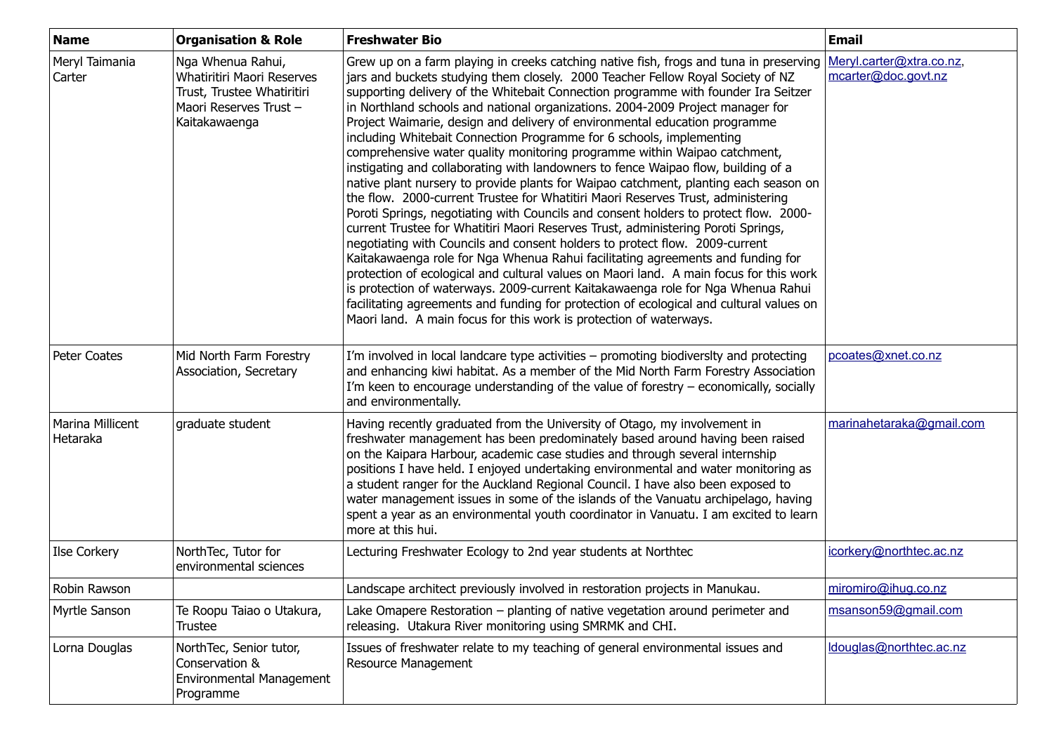| Name | Organisation & Role | Freshwater Bio | Email |
|---|---|---|---|
| Meryl Taimania Carter | Nga Whenua Rahui, Whatiritiri Maori Reserves Trust, Trustee Whatiritiri Maori Reserves Trust – Kaitakawaenga | Grew up on a farm playing in creeks catching native fish, frogs and tuna in preserving jars and buckets studying them closely. 2000 Teacher Fellow Royal Society of NZ supporting delivery of the Whitebait Connection programme with founder Ira Seitzer in Northland schools and national organizations. 2004-2009 Project manager for Project Waimarie, design and delivery of environmental education programme including Whitebait Connection Programme for 6 schools, implementing comprehensive water quality monitoring programme within Waipao catchment, instigating and collaborating with landowners to fence Waipao flow, building of a native plant nursery to provide plants for Waipao catchment, planting each season on the flow. 2000-current Trustee for Whatitiri Maori Reserves Trust, administering Poroti Springs, negotiating with Councils and consent holders to protect flow. 2000-current Trustee for Whatitiri Maori Reserves Trust, administering Poroti Springs, negotiating with Councils and consent holders to protect flow. 2009-current Kaitakawaenga role for Nga Whenua Rahui facilitating agreements and funding for protection of ecological and cultural values on Maori land. A main focus for this work is protection of waterways. 2009-current Kaitakawaenga role for Nga Whenua Rahui facilitating agreements and funding for protection of ecological and cultural values on Maori land. A main focus for this work is protection of waterways. | Meryl.carter@xtra.co.nz, mcarter@doc.govt.nz |
| Peter Coates | Mid North Farm Forestry Association, Secretary | I'm involved in local landcare type activities – promoting biodiverslty and protecting and enhancing kiwi habitat. As a member of the Mid North Farm Forestry Association I'm keen to encourage understanding of the value of forestry – economically, socially and environmentally. | pcoates@xnet.co.nz |
| Marina Millicent Hetaraka | graduate student | Having recently graduated from the University of Otago, my involvement in freshwater management has been predominately based around having been raised on the Kaipara Harbour, academic case studies and through several internship positions I have held. I enjoyed undertaking environmental and water monitoring as a student ranger for the Auckland Regional Council. I have also been exposed to water management issues in some of the islands of the Vanuatu archipelago, having spent a year as an environmental youth coordinator in Vanuatu. I am excited to learn more at this hui. | marinahetaraka@gmail.com |
| Ilse Corkery | NorthTec, Tutor for environmental sciences | Lecturing Freshwater Ecology to 2nd year students at Northtec | icorkery@northtec.ac.nz |
| Robin Rawson | | Landscape architect previously involved in restoration projects in Manukau. | miromiro@ihug.co.nz |
| Myrtle Sanson | Te Roopu Taiao o Utakura, Trustee | Lake Omapere Restoration – planting of native vegetation around perimeter and releasing. Utakura River monitoring using SMRMK and CHI. | msanson59@gmail.com |
| Lorna Douglas | NorthTec, Senior tutor, Conservation & Environmental Management Programme | Issues of freshwater relate to my teaching of general environmental issues and Resource Management | ldouglas@northtec.ac.nz |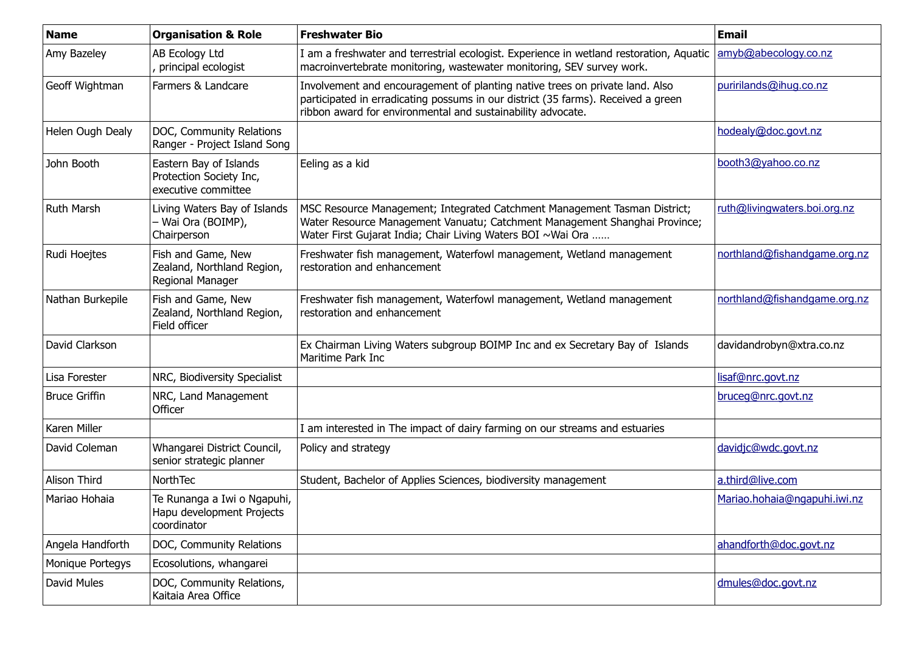| Name | Organisation & Role | Freshwater Bio | Email |
|---|---|---|---|
| Amy Bazeley | AB Ecology Ltd , principal ecologist | I am a freshwater and terrestrial ecologist. Experience in wetland restoration, Aquatic macroinvertebrate monitoring, wastewater monitoring, SEV survey work. | amyb@abecology.co.nz |
| Geoff Wightman | Farmers & Landcare | Involvement and encouragement of planting native trees on private land. Also participated in erradicating possums in our district (35 farms). Received a green ribbon award for environmental and sustainability advocate. | puririlands@ihug.co.nz |
| Helen Ough Dealy | DOC, Community Relations Ranger - Project Island Song | | hodealy@doc.govt.nz |
| John Booth | Eastern Bay of Islands Protection Society Inc, executive committee | Eeling as a kid | booth3@yahoo.co.nz |
| Ruth Marsh | Living Waters Bay of Islands – Wai Ora (BOIMP), Chairperson | MSC Resource Management; Integrated Catchment Management Tasman District; Water Resource Management Vanuatu; Catchment Management Shanghai Province; Water First Gujarat India; Chair Living Waters BOI ~Wai Ora …… | ruth@livingwaters.boi.org.nz |
| Rudi Hoejtes | Fish and Game, New Zealand, Northland Region, Regional Manager | Freshwater fish management, Waterfowl management, Wetland management restoration and enhancement | northland@fishandgame.org.nz |
| Nathan Burkepile | Fish and Game, New Zealand, Northland Region, Field officer | Freshwater fish management, Waterfowl management, Wetland management restoration and enhancement | northland@fishandgame.org.nz |
| David Clarkson | | Ex Chairman Living Waters subgroup BOIMP Inc and ex Secretary Bay of Islands Maritime Park Inc | davidandrobyn@xtra.co.nz |
| Lisa Forester | NRC, Biodiversity Specialist | | lisaf@nrc.govt.nz |
| Bruce Griffin | NRC, Land Management Officer | | bruceg@nrc.govt.nz |
| Karen Miller | | I am interested in The impact of dairy farming on our streams and estuaries | |
| David Coleman | Whangarei District Council, senior strategic planner | Policy and strategy | davidjc@wdc.govt.nz |
| Alison Third | NorthTec | Student, Bachelor of Applies Sciences, biodiversity management | a.third@live.com |
| Mariao Hohaia | Te Runanga a Iwi o Ngapuhi, Hapu development Projects coordinator | | Mariao.hohaia@ngapuhi.iwi.nz |
| Angela Handforth | DOC, Community Relations | | ahandforth@doc.govt.nz |
| Monique Portegys | Ecosolutions, whangarei | | |
| David Mules | DOC, Community Relations, Kaitaia Area Office | | dmules@doc.govt.nz |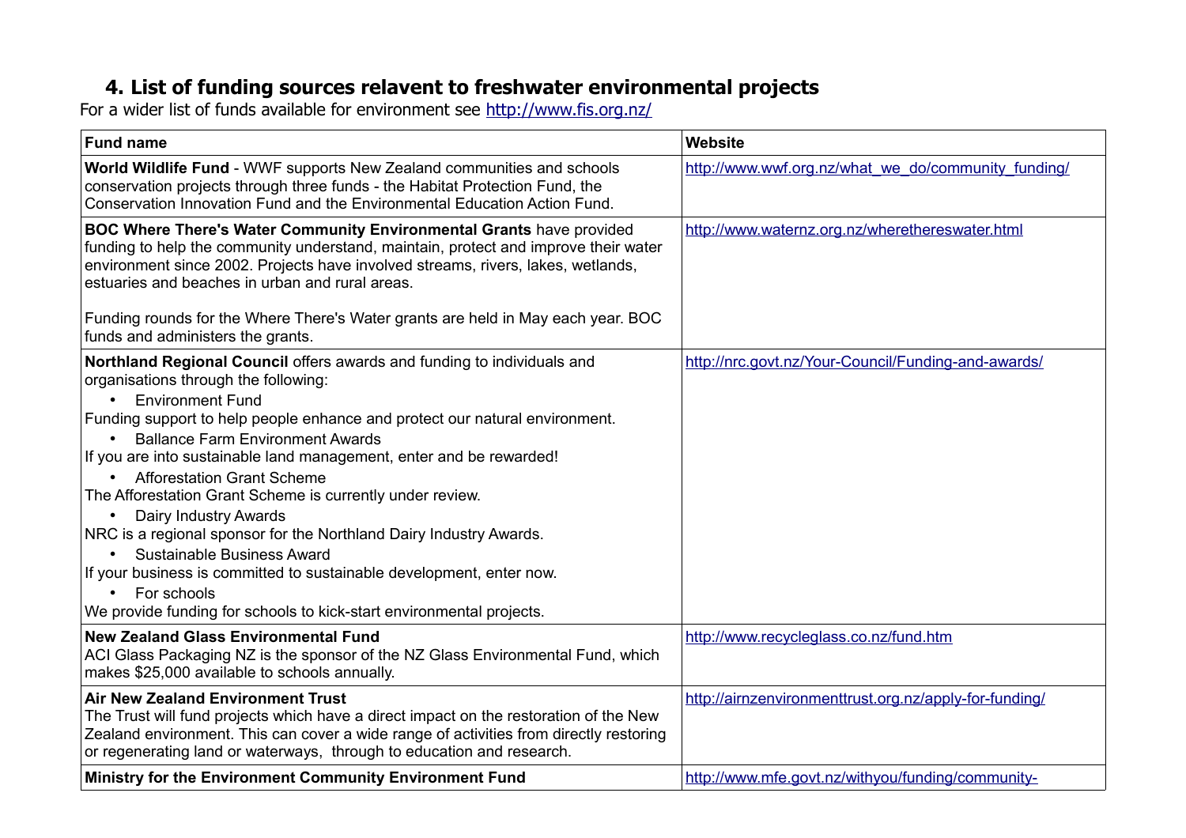## 4. List of funding sources relavent to freshwater environmental projects

For a wider list of funds available for environment see http://www.fis.org.nz/

| Fund name | Website |
|---|---|
| **World Wildlife Fund** - WWF supports New Zealand communities and schools conservation projects through three funds - the Habitat Protection Fund, the Conservation Innovation Fund and the Environmental Education Action Fund. | http://www.wwf.org.nz/what_we_do/community_funding/ |
| **BOC Where There's Water Community Environmental Grants** have provided funding to help the community understand, maintain, protect and improve their water environment since 2002. Projects have involved streams, rivers, lakes, wetlands, estuaries and beaches in urban and rural areas.<br><br>Funding rounds for the Where There's Water grants are held in May each year. BOC funds and administers the grants. | http://www.waternz.org.nz/wherethereswater.html |
| **Northland Regional Council** offers awards and funding to individuals and organisations through the following:<br>• Environment Fund<br>Funding support to help people enhance and protect our natural environment.<br>• Ballance Farm Environment Awards<br>If you are into sustainable land management, enter and be rewarded!<br>• Afforestation Grant Scheme<br>The Afforestation Grant Scheme is currently under review.<br>• Dairy Industry Awards<br>NRC is a regional sponsor for the Northland Dairy Industry Awards.<br>• Sustainable Business Award<br>If your business is committed to sustainable development, enter now.<br>• For schools<br>We provide funding for schools to kick-start environmental projects. | http://nrc.govt.nz/Your-Council/Funding-and-awards/ |
| **New Zealand Glass Environmental Fund**<br>ACI Glass Packaging NZ is the sponsor of the NZ Glass Environmental Fund, which makes $25,000 available to schools annually. | http://www.recycleglass.co.nz/fund.htm |
| **Air New Zealand Environment Trust**<br>The Trust will fund projects which have a direct impact on the restoration of the New Zealand environment. This can cover a wide range of activities from directly restoring or regenerating land or waterways, through to education and research. | http://airnzenvironmenttrust.org.nz/apply-for-funding/ |
| **Ministry for the Environment Community Environment Fund** | http://www.mfe.govt.nz/withyou/funding/community- |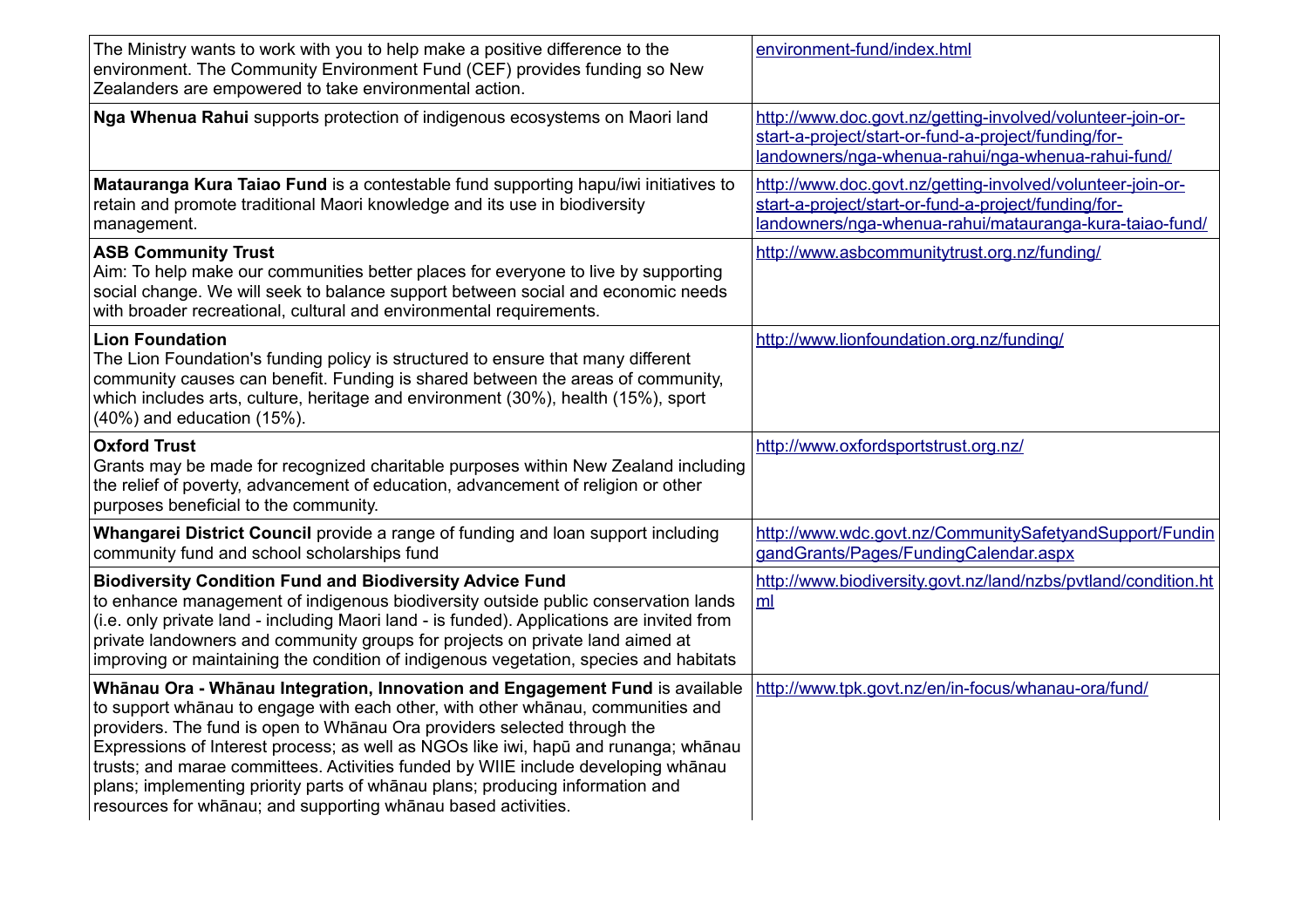| | |
|---|---|
| The Ministry wants to work with you to help make a positive difference to the environment. The Community Environment Fund (CEF) provides funding so New Zealanders are empowered to take environmental action. | environment-fund/index.html |
| **Nga Whenua Rahui** supports protection of indigenous ecosystems on Maori land | http://www.doc.govt.nz/getting-involved/volunteer-join-or-start-a-project/start-or-fund-a-project/funding/for-landowners/nga-whenua-rahui/nga-whenua-rahui-fund/ |
| **Matauranga Kura Taiao Fund** is a contestable fund supporting hapu/iwi initiatives to retain and promote traditional Maori knowledge and its use in biodiversity management. | http://www.doc.govt.nz/getting-involved/volunteer-join-or-start-a-project/start-or-fund-a-project/funding/for-landowners/nga-whenua-rahui/matauranga-kura-taiao-fund/ |
| **ASB Community Trust**<br>Aim: To help make our communities better places for everyone to live by supporting social change. We will seek to balance support between social and economic needs with broader recreational, cultural and environmental requirements. | http://www.asbcommunitytrust.org.nz/funding/ |
| **Lion Foundation**<br>The Lion Foundation's funding policy is structured to ensure that many different community causes can benefit. Funding is shared between the areas of community, which includes arts, culture, heritage and environment (30%), health (15%), sport (40%) and education (15%). | http://www.lionfoundation.org.nz/funding/ |
| **Oxford Trust**<br>Grants may be made for recognized charitable purposes within New Zealand including the relief of poverty, advancement of education, advancement of religion or other purposes beneficial to the community. | http://www.oxfordsportstrust.org.nz/ |
| **Whangarei District Council** provide a range of funding and loan support including community fund and school scholarships fund | http://www.wdc.govt.nz/CommunitySafetyandSupport/FundingandGrants/Pages/FundingCalendar.aspx |
| **Biodiversity Condition Fund and Biodiversity Advice Fund**<br>to enhance management of indigenous biodiversity outside public conservation lands (i.e. only private land - including Maori land - is funded). Applications are invited from private landowners and community groups for projects on private land aimed at improving or maintaining the condition of indigenous vegetation, species and habitats | http://www.biodiversity.govt.nz/land/nzbs/pvtland/condition.html |
| **Whānau Ora - Whānau Integration, Innovation and Engagement Fund** is available to support whānau to engage with each other, with other whānau, communities and providers. The fund is open to Whānau Ora providers selected through the Expressions of Interest process; as well as NGOs like iwi, hapū and runanga; whānau trusts; and marae committees. Activities funded by WIIE include developing whānau plans; implementing priority parts of whānau plans; producing information and resources for whānau; and supporting whānau based activities. | http://www.tpk.govt.nz/en/in-focus/whanau-ora/fund/ |